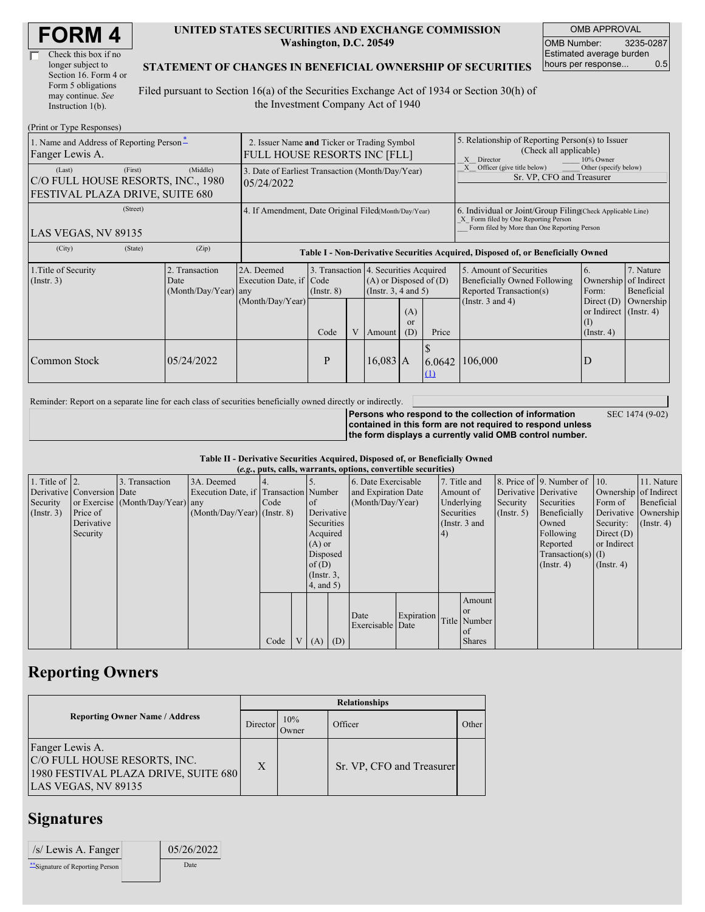# FORM 4

☐ Check this box if no longer subject to Section 16. Form 4 or Form 5 obligations may continue. *See* Instruction 1(b).

**UNITED STATES SECURITIES AND EXCHANGE COMMISSION**
**Washington, D.C. 20549**

**STATEMENT OF CHANGES IN BENEFICIAL OWNERSHIP OF SECURITIES**

Filed pursuant to Section 16(a) of the Securities Exchange Act of 1934 or Section 30(h) of the Investment Company Act of 1940

| OMB APPROVAL | |
|---|---|
| OMB Number: | 3235-0287 |
| Estimated average burden hours per response... | 0.5 |

(Print or Type Responses)

| 1. Name and Address of Reporting Person * | 2. Issuer Name **and** Ticker or Trading Symbol | 5. Relationship of Reporting Person(s) to Issuer (Check all applicable) |
|---|---|---|
| Fanger Lewis A. | FULL HOUSE RESORTS INC [FLL] | _X_ Director ___ 10% Owner<br>_X_ Officer (give title below) ___ Other (specify below)<br>Sr. VP, CFO and Treasurer |
| (Last) (First) (Middle)<br>C/O FULL HOUSE RESORTS, INC., 1980 FESTIVAL PLAZA DRIVE, SUITE 680 | 3. Date of Earliest Transaction (Month/Day/Year)<br>05/24/2022 | |
| (Street)<br>LAS VEGAS, NV 89135 | 4. If Amendment, Date Original Filed (Month/Day/Year) | 6. Individual or Joint/Group Filing (Check Applicable Line)<br>_X_ Form filed by One Reporting Person<br>___ Form filed by More than One Reporting Person |
| (City) (State) (Zip) | | |

**Table I - Non-Derivative Securities Acquired, Disposed of, or Beneficially Owned**

| 1.Title of Security (Instr. 3) | 2. Transaction Date (Month/Day/Year) | 2A. Deemed Execution Date, if any (Month/Day/Year) | 3. Transaction Code (Instr. 8) | | 4. Securities Acquired (A) or Disposed of (D) (Instr. 3, 4 and 5) | | | 5. Amount of Securities Beneficially Owned Following Reported Transaction(s) (Instr. 3 and 4) | 6. Ownership Form: Direct (D) or Indirect (I) (Instr. 4) | 7. Nature of Indirect Beneficial Ownership (Instr. 4) |
|---|---|---|---|---|---|---|---|---|---|---|
| | | | Code | V | Amount | (A) or (D) | Price | | | |
| Common Stock | 05/24/2022 | | P | | 16,083 | A | $ 6.0642 (1) | 106,000 | D | |

Reminder: Report on a separate line for each class of securities beneficially owned directly or indirectly.

**Persons who respond to the collection of information contained in this form are not required to respond unless the form displays a currently valid OMB control number.** SEC 1474 (9-02)

**Table II - Derivative Securities Acquired, Disposed of, or Beneficially Owned**
**(*e.g.*, puts, calls, warrants, options, convertible securities)**

| 1. Title of Derivative Security (Instr. 3) | 2. Conversion or Exercise Price of Derivative Security | 3. Transaction Date (Month/Day/Year) | 3A. Deemed Execution Date, if any (Month/Day/Year) | 4. Transaction Code (Instr. 8) | | 5. Number of Derivative Securities Acquired (A) or Disposed of (D) (Instr. 3, 4, and 5) | | 6. Date Exercisable and Expiration Date (Month/Day/Year) | | 7. Title and Amount of Underlying Securities (Instr. 3 and 4) | | 8. Price of Derivative Security (Instr. 5) | 9. Number of Derivative Securities Beneficially Owned Following Reported Transaction(s) (Instr. 4) | 10. Ownership Form of Derivative Security: Direct (D) or Indirect (I) (Instr. 4) | 11. Nature of Indirect Beneficial Ownership (Instr. 4) |
|---|---|---|---|---|---|---|---|---|---|---|---|---|---|---|---|
| | | | | Code | V | (A) | (D) | Date Exercisable | Expiration Date | Title | Amount or Number of Shares | | | | |

## Reporting Owners

| Reporting Owner Name / Address | Relationships | | | |
|---|---|---|---|---|
| | Director | 10% Owner | Officer | Other |
| Fanger Lewis A.<br>C/O FULL HOUSE RESORTS, INC.<br>1980 FESTIVAL PLAZA DRIVE, SUITE 680<br>LAS VEGAS, NV 89135 | X | | Sr. VP, CFO and Treasurer | |

## Signatures

| /s/ Lewis A. Fanger | 05/26/2022 |
|---|---|
| **Signature of Reporting Person | Date |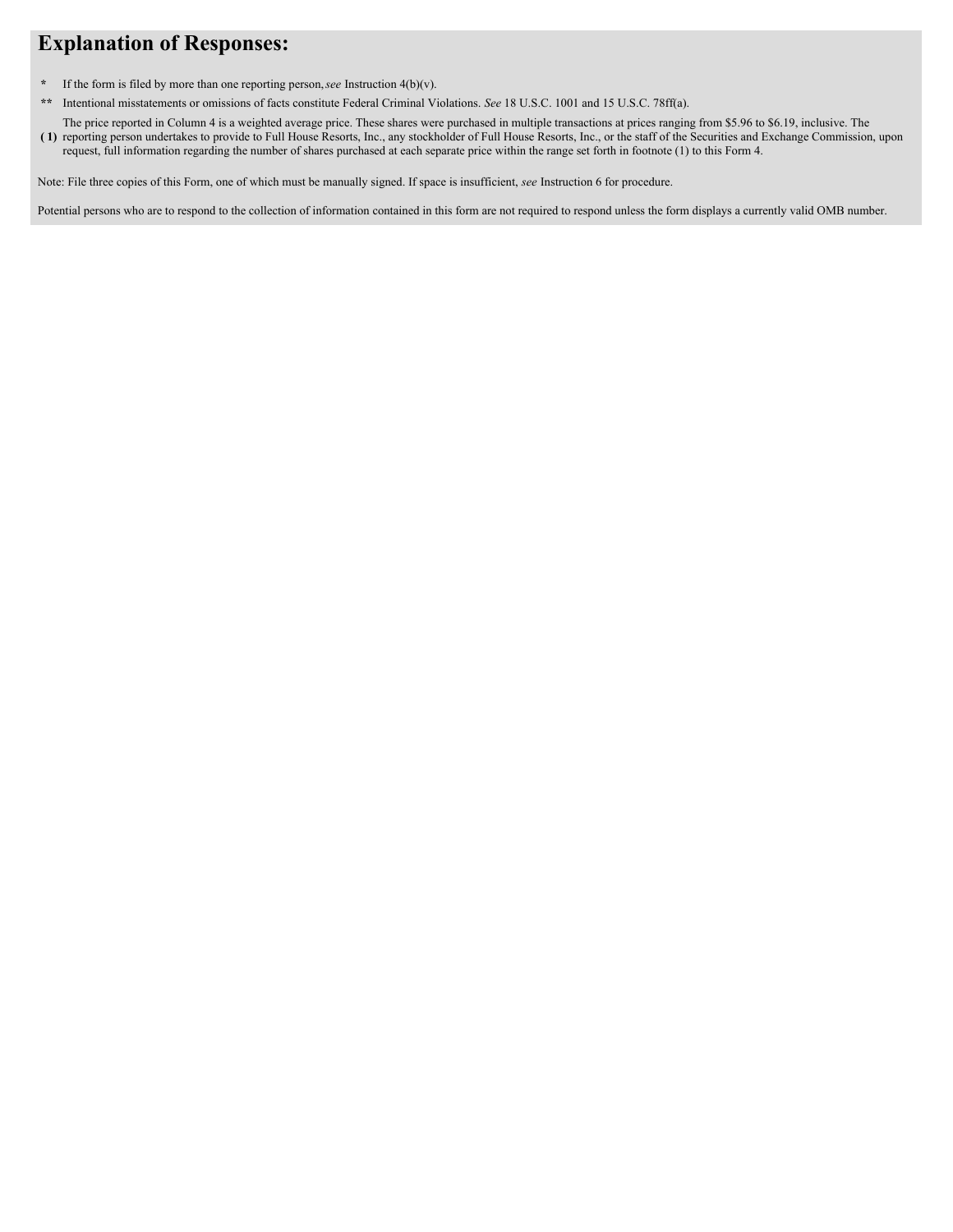## Explanation of Responses:

\* If the form is filed by more than one reporting person, *see* Instruction 4(b)(v).

\*\* Intentional misstatements or omissions of facts constitute Federal Criminal Violations. *See* 18 U.S.C. 1001 and 15 U.S.C. 78ff(a).

( 1) The price reported in Column 4 is a weighted average price. These shares were purchased in multiple transactions at prices ranging from $5.96 to $6.19, inclusive. The reporting person undertakes to provide to Full House Resorts, Inc., any stockholder of Full House Resorts, Inc., or the staff of the Securities and Exchange Commission, upon request, full information regarding the number of shares purchased at each separate price within the range set forth in footnote (1) to this Form 4.

Note: File three copies of this Form, one of which must be manually signed. If space is insufficient, *see* Instruction 6 for procedure.

Potential persons who are to respond to the collection of information contained in this form are not required to respond unless the form displays a currently valid OMB number.